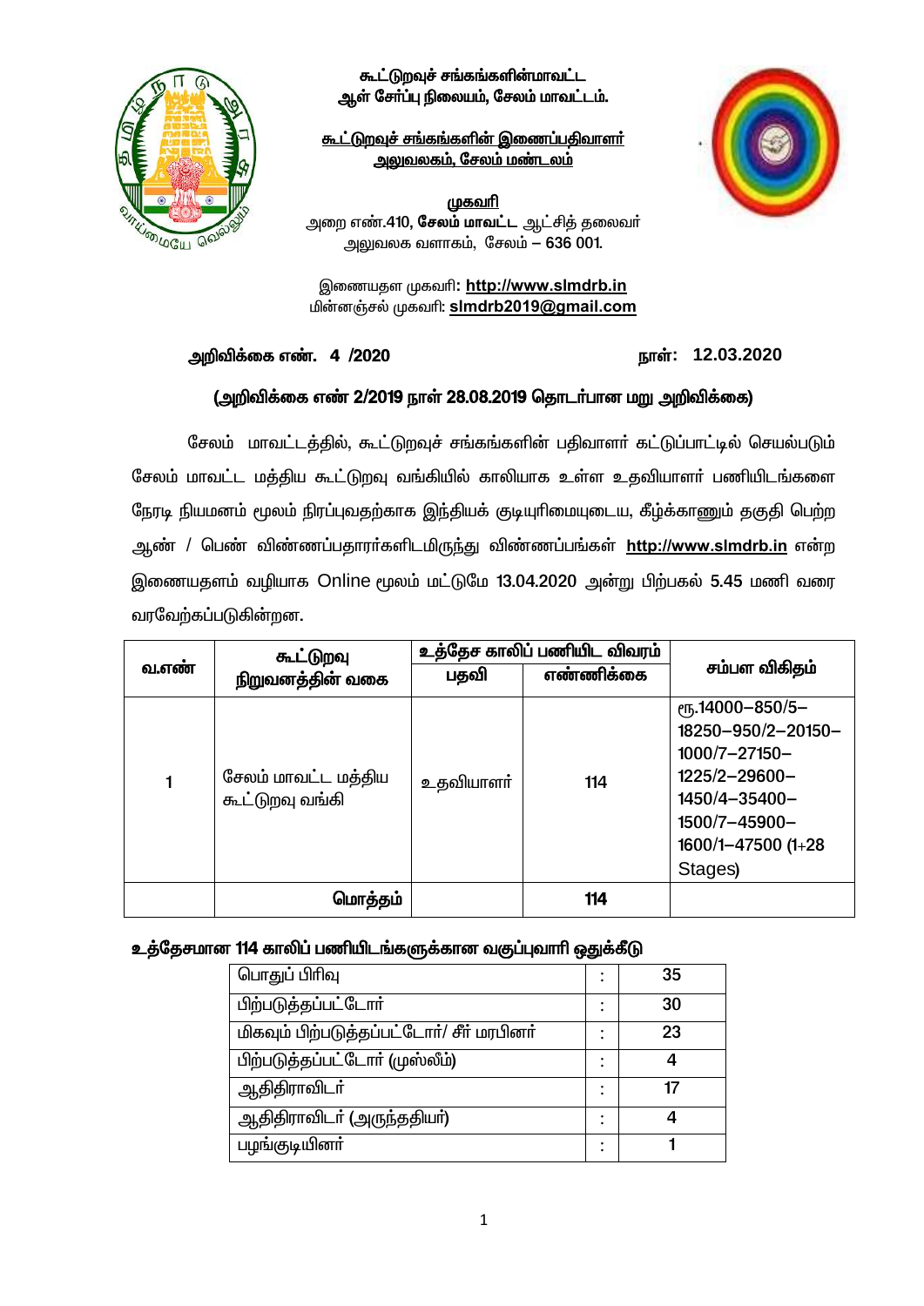**கூட்டுறவுச் சங்கங்களின்மாவட்ட ஆள் சேர்ப்பு நிலையம், சேலம் மாவட்டம்.**

**கூட்டுறவுச் சங்கங்களின் இணைப்பதிவாளர் அலுவலகம், சேலம் மண்டலம்**

**முகவரி**

அறை எண்.410, **சேலம் மாவட்ட** ஆட்சித் தலைவர் அலுவலக வளாகம், சேலம் – 636 001.

இணையதள முகவரி: **http://www.slmdrb.in**
மின்னஞ்சல் முகவரி: **slmdrb2019@gmail.com**

**அறிவிக்கை எண். 4 /2020** **நாள்: 12.03.2020**

**(அறிவிக்கை எண் 2/2019 நாள் 28.08.2019 தொடர்பான மறு அறிவிக்கை)**

சேலம் மாவட்டத்தில், கூட்டுறவுச் சங்கங்களின் பதிவாளர் கட்டுப்பாட்டில் செயல்படும் சேலம் மாவட்ட மத்திய கூட்டுறவு வங்கியில் காலியாக உள்ள உதவியாளர் பணியிடங்களை நேரடி நியமனம் மூலம் நிரப்புவதற்காக இந்தியக் குடியுரிமையுடைய, கீழ்க்காணும் தகுதி பெற்ற ஆண் / பெண் விண்ணப்பதாரர்களிடமிருந்து விண்ணப்பங்கள் **http://www.slmdrb.in** என்ற இணையதளம் வழியாக Online மூலம் மட்டுமே 13.04.2020 அன்று பிற்பகல் 5.45 மணி வரை வரவேற்கப்படுகின்றன.

| வ.எண் | கூட்டுறவு நிறுவனத்தின் வகை | உத்தேச காலிப் பணியிட விவரம் | | சம்பள விகிதம் |
|---|---|---|---|---|
| | | பதவி | எண்ணிக்கை | |
| 1 | சேலம் மாவட்ட மத்திய கூட்டுறவு வங்கி | உதவியாளர் | 114 | ரூ.14000–850/5–18250–950/2–20150–1000/7–27150–1225/2–29600–1450/4–35400–1500/7–45900–1600/1–47500 (1+28 Stages) |
| | **மொத்தம்** | | **114** | |

**உத்தேசமான 114 காலிப் பணியிடங்களுக்கான வகுப்புவாரி ஒதுக்கீடு**

| பிரிவு | | எண்ணிக்கை |
|---|---|---|
| பொதுப் பிரிவு | : | 35 |
| பிற்படுத்தப்பட்டோர் | : | 30 |
| மிகவும் பிற்படுத்தப்பட்டோர்/ சீர் மரபினர் | : | 23 |
| பிற்படுத்தப்பட்டோர் (முஸ்லீம்) | : | 4 |
| ஆதிதிராவிடர் | : | 17 |
| ஆதிதிராவிடர் (அருந்ததியர்) | : | 4 |
| பழங்குடியினர் | : | 1 |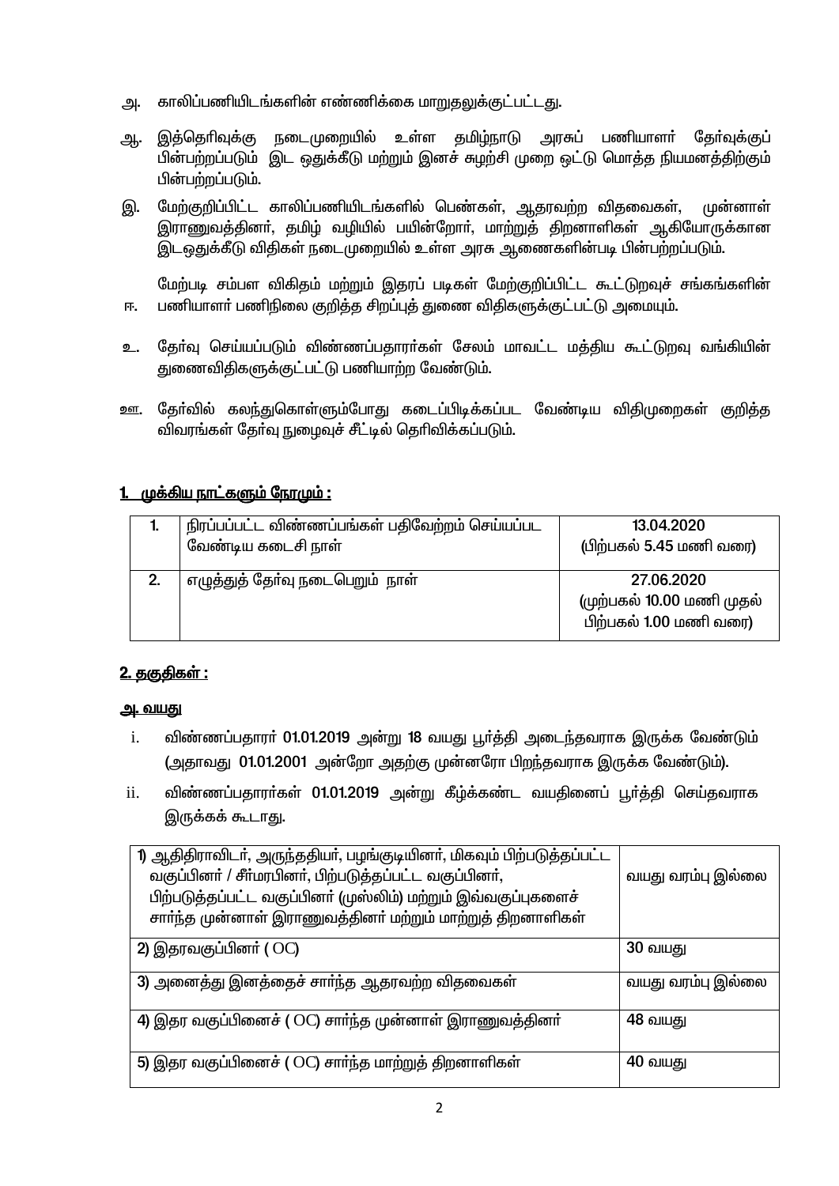அ. காலிப்பணியிடங்களின் எண்ணிக்கை மாறுதலுக்குட்பட்டது.

ஆ. இத்தெரிவுக்கு நடைமுறையில் உள்ள தமிழ்நாடு அரசுப் பணியாளர் தேர்வுக்குப் பின்பற்றப்படும் இட ஒதுக்கீடு மற்றும் இனச் சுழற்சி முறை ஒட்டு மொத்த நியமனத்திற்கும் பின்பற்றப்படும்.

இ. மேற்குறிப்பிட்ட காலிப்பணியிடங்களில் பெண்கள், ஆதரவற்ற விதவைகள், முன்னாள் இராணுவத்தினர், தமிழ் வழியில் பயின்றோர், மாற்றுத் திறனாளிகள் ஆகியோருக்கான இடஒதுக்கீடு விதிகள் நடைமுறையில் உள்ள அரசு ஆணைகளின்படி பின்பற்றப்படும்.

ஈ. மேற்படி சம்பள விகிதம் மற்றும் இதரப் படிகள் மேற்குறிப்பிட்ட கூட்டுறவுச் சங்கங்களின் பணியாளர் பணிநிலை குறித்த சிறப்புத் துணை விதிகளுக்குட்பட்டு அமையும்.

உ. தேர்வு செய்யப்படும் விண்ணப்பதாரர்கள் சேலம் மாவட்ட மத்திய கூட்டுறவு வங்கியின் துணைவிதிகளுக்குட்பட்டு பணியாற்ற வேண்டும்.

ஊ. தேர்வில் கலந்துகொள்ளும்போது கடைப்பிடிக்கப்பட வேண்டிய விதிமுறைகள் குறித்த விவரங்கள் தேர்வு நுழைவுச் சீட்டில் தெரிவிக்கப்படும்.

## 1. முக்கிய நாட்களும் நேரமும் :

| | | |
|---|---|---|
| 1. | நிரப்பப்பட்ட விண்ணப்பங்கள் பதிவேற்றம் செய்யப்பட வேண்டிய கடைசி நாள் | 13.04.2020 (பிற்பகல் 5.45 மணி வரை) |
| 2. | எழுத்துத் தேர்வு நடைபெறும் நாள் | 27.06.2020 (முற்பகல் 10.00 மணி முதல் பிற்பகல் 1.00 மணி வரை) |

## 2. தகுதிகள் :

### அ. வயது

i. விண்ணப்பதாரர் 01.01.2019 அன்று 18 வயது பூர்த்தி அடைந்தவராக இருக்க வேண்டும் (அதாவது 01.01.2001 அன்றோ அதற்கு முன்னரோ பிறந்தவராக இருக்க வேண்டும்).

ii. விண்ணப்பதாரர்கள் 01.01.2019 அன்று கீழ்க்கண்ட வயதினைப் பூர்த்தி செய்தவராக இருக்கக் கூடாது.

| | |
|---|---|
| 1) ஆதிதிராவிடர், அருந்ததியர், பழங்குடியினர், மிகவும் பிற்படுத்தப்பட்ட வகுப்பினர் / சீர்மரபினர், பிற்படுத்தப்பட்ட வகுப்பினர், பிற்படுத்தப்பட்ட வகுப்பினர் (முஸ்லிம்) மற்றும் இவ்வகுப்புகளைச் சார்ந்த முன்னாள் இராணுவத்தினர் மற்றும் மாற்றுத் திறனாளிகள் | வயது வரம்பு இல்லை |
| 2) இதரவகுப்பினர் ( OC) | 30 வயது |
| 3) அனைத்து இனத்தைச் சார்ந்த ஆதரவற்ற விதவைகள் | வயது வரம்பு இல்லை |
| 4) இதர வகுப்பினைச் ( OC) சார்ந்த முன்னாள் இராணுவத்தினர் | 48 வயது |
| 5) இதர வகுப்பினைச் ( OC) சார்ந்த மாற்றுத் திறனாளிகள் | 40 வயது |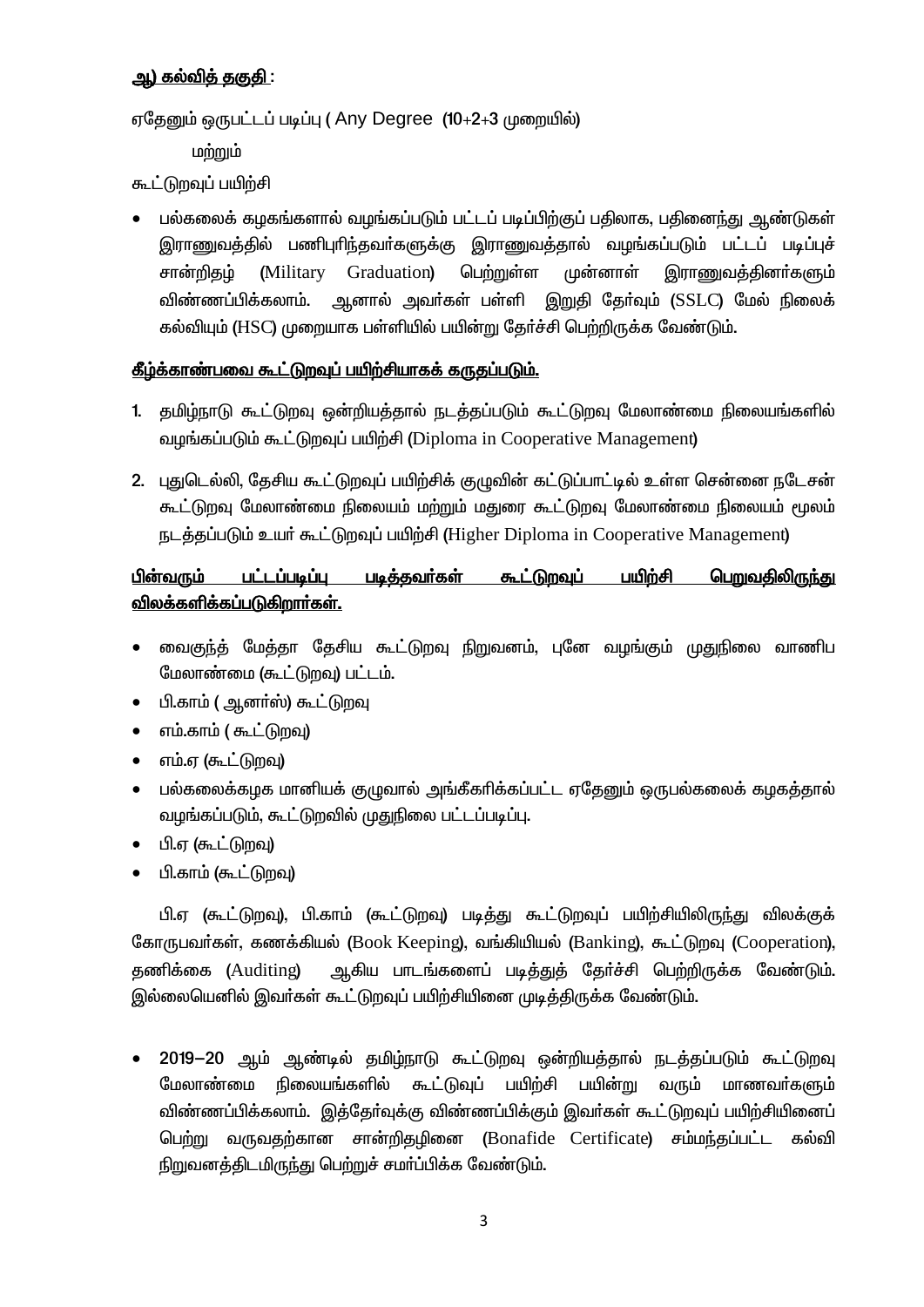**<u>ஆ) கல்வித் தகுதி</u>** :

ஏதேனும் ஒருபட்டப் படிப்பு ( Any Degree (10+2+3 முறையில்)

மற்றும்

கூட்டுறவுப் பயிற்சி

- பல்கலைக் கழகங்களால் வழங்கப்படும் பட்டப் படிப்பிற்குப் பதிலாக, பதினைந்து ஆண்டுகள் இராணுவத்தில் பணிபுரிந்தவர்களுக்கு இராணுவத்தால் வழங்கப்படும் பட்டப் படிப்புச் சான்றிதழ் (Military Graduation) பெற்றுள்ள முன்னாள் இராணுவத்தினர்களும் விண்ணப்பிக்கலாம். ஆனால் அவர்கள் பள்ளி இறுதி தேர்வும் (SSLC) மேல் நிலைக் கல்வியும் (HSC) முறையாக பள்ளியில் பயின்று தேர்ச்சி பெற்றிருக்க வேண்டும்.

**<u>கீழ்க்காண்பவை கூட்டுறவுப் பயிற்சியாகக் கருதப்படும்.</u>**

1. தமிழ்நாடு கூட்டுறவு ஒன்றியத்தால் நடத்தப்படும் கூட்டுறவு மேலாண்மை நிலையங்களில் வழங்கப்படும் கூட்டுறவுப் பயிற்சி (Diploma in Cooperative Management)
2. புதுடெல்லி, தேசிய கூட்டுறவுப் பயிற்சிக் குழுவின் கட்டுப்பாட்டில் உள்ள சென்னை நடேசன் கூட்டுறவு மேலாண்மை நிலையம் மற்றும் மதுரை கூட்டுறவு மேலாண்மை நிலையம் மூலம் நடத்தப்படும் உயர் கூட்டுறவுப் பயிற்சி (Higher Diploma in Cooperative Management)

**<u>பின்வரும் பட்டப்படிப்பு படித்தவர்கள் கூட்டுறவுப் பயிற்சி பெறுவதிலிருந்து விலக்களிக்கப்படுகிறார்கள்.</u>**

- வைகுந்த் மேத்தா தேசிய கூட்டுறவு நிறுவனம், புனே வழங்கும் முதுநிலை வாணிப மேலாண்மை (கூட்டுறவு) பட்டம்.
- பி.காம் ( ஆனர்ஸ்) கூட்டுறவு
- எம்.காம் ( கூட்டுறவு)
- எம்.ஏ (கூட்டுறவு)
- பல்கலைக்கழக மானியக் குழுவால் அங்கீகரிக்கப்பட்ட ஏதேனும் ஒருபல்கலைக் கழகத்தால் வழங்கப்படும், கூட்டுறவில் முதுநிலை பட்டப்படிப்பு.
- பி.ஏ (கூட்டுறவு)
- பி.காம் (கூட்டுறவு)

பி.ஏ (கூட்டுறவு), பி.காம் (கூட்டுறவு) படித்து கூட்டுறவுப் பயிற்சியிலிருந்து விலக்குக் கோருபவர்கள், கணக்கியல் (Book Keeping), வங்கியியல் (Banking), கூட்டுறவு (Cooperation), தணிக்கை (Auditing) ஆகிய பாடங்களைப் படித்துத் தேர்ச்சி பெற்றிருக்க வேண்டும். இல்லையெனில் இவர்கள் கூட்டுறவுப் பயிற்சியினை முடித்திருக்க வேண்டும்.

- 2019–20 ஆம் ஆண்டில் தமிழ்நாடு கூட்டுறவு ஒன்றியத்தால் நடத்தப்படும் கூட்டுறவு மேலாண்மை நிலையங்களில் கூட்டுவுப் பயிற்சி பயின்று வரும் மாணவர்களும் விண்ணப்பிக்கலாம். இத்தேர்வுக்கு விண்ணப்பிக்கும் இவர்கள் கூட்டுறவுப் பயிற்சியினைப் பெற்று வருவதற்கான சான்றிதழினை (Bonafide Certificate) சம்மந்தப்பட்ட கல்வி நிறுவனத்திடமிருந்து பெற்றுச் சமர்ப்பிக்க வேண்டும்.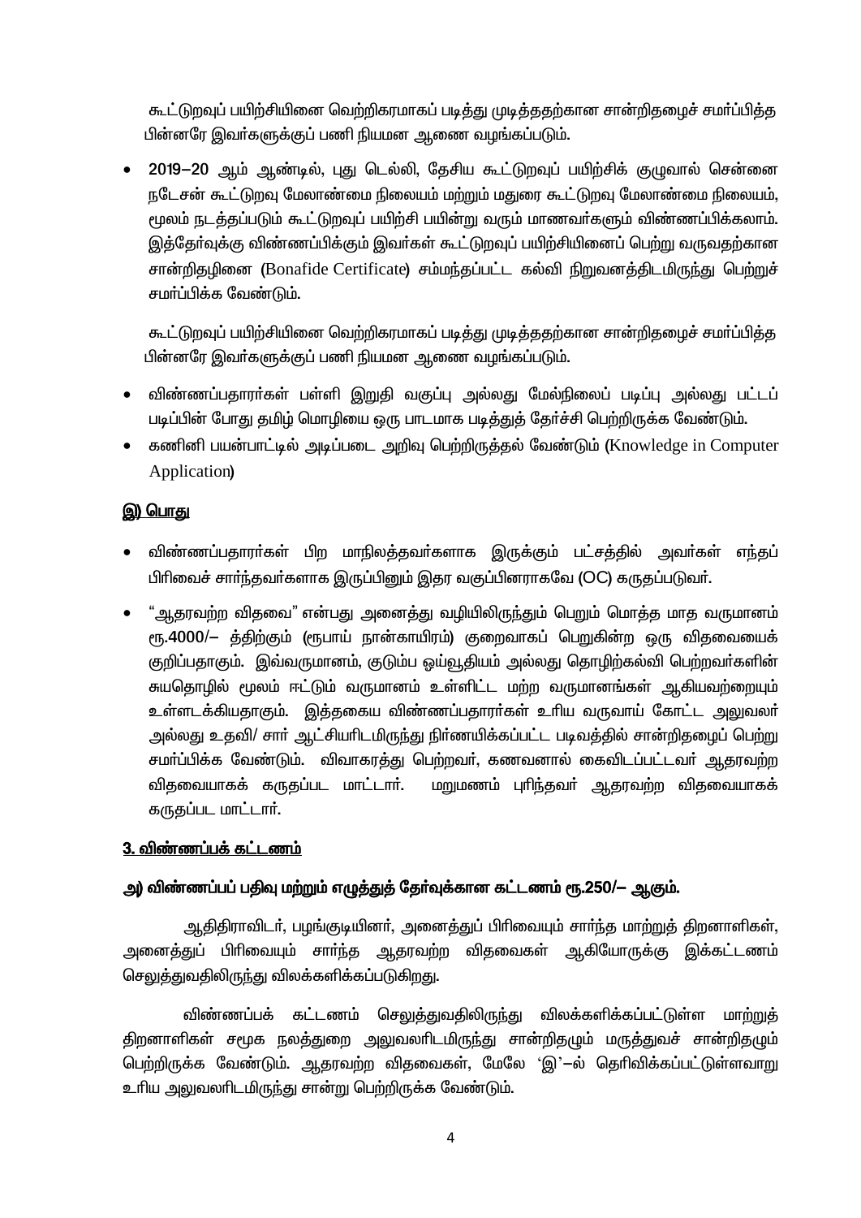கூட்டுறவுப் பயிற்சியினை வெற்றிகரமாகப் படித்து முடித்ததற்கான சான்றிதழைச் சமர்ப்பித்த பின்னரே இவர்களுக்குப் பணி நியமன ஆணை வழங்கப்படும்.

- **2019–20** ஆம் ஆண்டில், புது டெல்லி, தேசிய கூட்டுறவுப் பயிற்சிக் குழுவால் சென்னை நடேசன் கூட்டுறவு மேலாண்மை நிலையம் மற்றும் மதுரை கூட்டுறவு மேலாண்மை நிலையம், மூலம் நடத்தப்படும் கூட்டுறவுப் பயிற்சி பயின்று வரும் மாணவர்களும் விண்ணப்பிக்கலாம். இத்தேர்வுக்கு விண்ணப்பிக்கும் இவர்கள் கூட்டுறவுப் பயிற்சியினைப் பெற்று வருவதற்கான சான்றிதழினை (Bonafide Certificate) சம்மந்தப்பட்ட கல்வி நிறுவனத்திடமிருந்து பெற்றுச் சமர்ப்பிக்க வேண்டும்.

  கூட்டுறவுப் பயிற்சியினை வெற்றிகரமாகப் படித்து முடித்ததற்கான சான்றிதழைச் சமர்ப்பித்த பின்னரே இவர்களுக்குப் பணி நியமன ஆணை வழங்கப்படும்.

- விண்ணப்பதாரர்கள் பள்ளி இறுதி வகுப்பு அல்லது மேல்நிலைப் படிப்பு அல்லது பட்டப் படிப்பின் போது தமிழ் மொழியை ஒரு பாடமாக படித்துத் தேர்ச்சி பெற்றிருக்க வேண்டும்.
- கணினி பயன்பாட்டில் அடிப்படை அறிவு பெற்றிருத்தல் வேண்டும் (Knowledge in Computer Application)

**<u>இ) பொது</u>**

- விண்ணப்பதாரர்கள் பிற மாநிலத்தவர்களாக இருக்கும் பட்சத்தில் அவர்கள் எந்தப் பிரிவைச் சார்ந்தவர்களாக இருப்பினும் இதர வகுப்பினராகவே (OC) கருதப்படுவர்.
- “ஆதரவற்ற விதவை” என்பது அனைத்து வழியிலிருந்தும் பெறும் மொத்த மாத வருமானம் ரூ.4000/– த்திற்கும் (ரூபாய் நான்காயிரம்) குறைவாகப் பெறுகின்ற ஒரு விதவையைக் குறிப்பதாகும். இவ்வருமானம், குடும்ப ஓய்வூதியம் அல்லது தொழிற்கல்வி பெற்றவர்களின் சுயதொழில் மூலம் ஈட்டும் வருமானம் உள்ளிட்ட மற்ற வருமானங்கள் ஆகியவற்றையும் உள்ளடக்கியதாகும். இத்தகைய விண்ணப்பதாரர்கள் உரிய வருவாய் கோட்ட அலுவலர் அல்லது உதவி/ சார் ஆட்சியரிடமிருந்து நிர்ணயிக்கப்பட்ட படிவத்தில் சான்றிதழைப் பெற்று சமர்ப்பிக்க வேண்டும். விவாகரத்து பெற்றவர், கணவனால் கைவிடப்பட்டவர் ஆதரவற்ற விதவையாகக் கருதப்பட மாட்டார். மறுமணம் புரிந்தவர் ஆதரவற்ற விதவையாகக் கருதப்பட மாட்டார்.

## <u>3. விண்ணப்பக் கட்டணம்</u>

**அ) விண்ணப்பப் பதிவு மற்றும் எழுத்துத் தேர்வுக்கான கட்டணம் ரூ.250/– ஆகும்.**

ஆதிதிராவிடர், பழங்குடியினர், அனைத்துப் பிரிவையும் சார்ந்த மாற்றுத் திறனாளிகள், அனைத்துப் பிரிவையும் சார்ந்த ஆதரவற்ற விதவைகள் ஆகியோருக்கு இக்கட்டணம் செலுத்துவதிலிருந்து விலக்களிக்கப்படுகிறது.

விண்ணப்பக் கட்டணம் செலுத்துவதிலிருந்து விலக்களிக்கப்பட்டுள்ள மாற்றுத் திறனாளிகள் சமூக நலத்துறை அலுவலரிடமிருந்து சான்றிதழும் மருத்துவச் சான்றிதழும் பெற்றிருக்க வேண்டும். ஆதரவற்ற விதவைகள், மேலே ‘இ’–ல் தெரிவிக்கப்பட்டுள்ளவாறு உரிய அலுவலரிடமிருந்து சான்று பெற்றிருக்க வேண்டும்.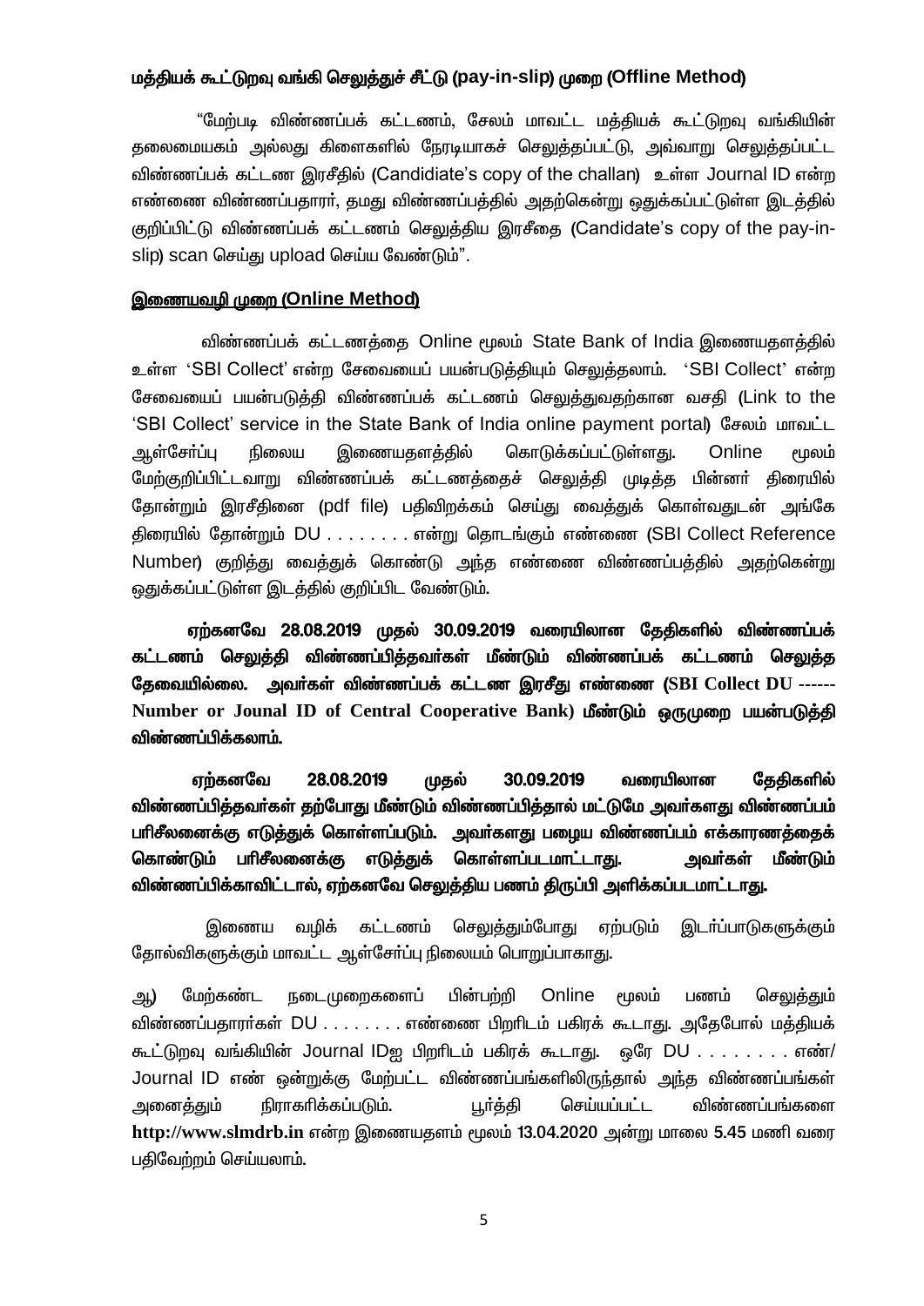**மத்தியக் கூட்டுறவு வங்கி செலுத்துச் சீட்டு (pay-in-slip) முறை (Offline Method)**

"மேற்படி விண்ணப்பக் கட்டணம், சேலம் மாவட்ட மத்தியக் கூட்டுறவு வங்கியின் தலைமையகம் அல்லது கிளைகளில் நேரடியாகச் செலுத்தப்பட்டு, அவ்வாறு செலுத்தப்பட்ட விண்ணப்பக் கட்டண இரசீதில் (Candidiate's copy of the challan) உள்ள Journal ID என்ற எண்ணை விண்ணப்பதாரர், தமது விண்ணப்பத்தில் அதற்கென்று ஒதுக்கப்பட்டுள்ள இடத்தில் குறிப்பிட்டு விண்ணப்பக் கட்டணம் செலுத்திய இரசீதை (Candidate's copy of the pay-in-slip) scan செய்து upload செய்ய வேண்டும்".

**<u>இணையவழி முறை (Online Method)</u>**

விண்ணப்பக் கட்டணத்தை Online மூலம் State Bank of India இணையதளத்தில் உள்ள 'SBI Collect' என்ற சேவையைப் பயன்படுத்தியும் செலுத்தலாம். 'SBI Collect' என்ற சேவையைப் பயன்படுத்தி விண்ணப்பக் கட்டணம் செலுத்துவதற்கான வசதி (Link to the 'SBI Collect' service in the State Bank of India online payment portal) சேலம் மாவட்ட ஆள்சேர்ப்பு நிலைய இணையதளத்தில் கொடுக்கப்பட்டுள்ளது. Online மூலம் மேற்குறிப்பிட்டவாறு விண்ணப்பக் கட்டணத்தைச் செலுத்தி முடித்த பின்னர் திரையில் தோன்றும் இரசீதினை (pdf file) பதிவிறக்கம் செய்து வைத்துக் கொள்வதுடன் அங்கே திரையில் தோன்றும் DU . . . . . . . . என்று தொடங்கும் எண்ணை (SBI Collect Reference Number) குறித்து வைத்துக் கொண்டு அந்த எண்ணை விண்ணப்பத்தில் அதற்கென்று ஒதுக்கப்பட்டுள்ள இடத்தில் குறிப்பிட வேண்டும்.

**ஏற்கனவே 28.08.2019 முதல் 30.09.2019 வரையிலான தேதிகளில் விண்ணப்பக் கட்டணம் செலுத்தி விண்ணப்பித்தவர்கள் மீண்டும் விண்ணப்பக் கட்டணம் செலுத்த தேவையில்லை. அவர்கள் விண்ணப்பக் கட்டண இரசீது எண்ணை (SBI Collect DU ------ Number or Jounal ID of Central Cooperative Bank) மீண்டும் ஒருமுறை பயன்படுத்தி விண்ணப்பிக்கலாம்.**

**ஏற்கனவே 28.08.2019 முதல் 30.09.2019 வரையிலான தேதிகளில் விண்ணப்பித்தவர்கள் தற்போது மீண்டும் விண்ணப்பித்தால் மட்டுமே அவர்களது விண்ணப்பம் பரிசீலனைக்கு எடுத்துக் கொள்ளப்படும். அவர்களது பழைய விண்ணப்பம் எக்காரணத்தைக் கொண்டும் பரிசீலனைக்கு எடுத்துக் கொள்ளப்படமாட்டாது. அவர்கள் மீண்டும் விண்ணப்பிக்காவிட்டால், ஏற்கனவே செலுத்திய பணம் திருப்பி அளிக்கப்படமாட்டாது.**

இணைய வழிக் கட்டணம் செலுத்தும்போது ஏற்படும் இடர்ப்பாடுகளுக்கும் தோல்விகளுக்கும் மாவட்ட ஆள்சேர்ப்பு நிலையம் பொறுப்பாகாது.

ஆ) மேற்கண்ட நடைமுறைகளைப் பின்பற்றி Online மூலம் பணம் செலுத்தும் விண்ணப்பதாரர்கள் DU . . . . . . . . எண்ணை பிறரிடம் பகிரக் கூடாது. அதேபோல் மத்தியக் கூட்டுறவு வங்கியின் Journal IDஐ பிறரிடம் பகிரக் கூடாது. ஒரே DU . . . . . . . . எண்/ Journal ID எண் ஒன்றுக்கு மேற்பட்ட விண்ணப்பங்களிலிருந்தால் அந்த விண்ணப்பங்கள் அனைத்தும் நிராகரிக்கப்படும். பூர்த்தி செய்யப்பட்ட விண்ணப்பங்களை **http://www.slmdrb.in** என்ற இணையதளம் மூலம் 13.04.2020 அன்று மாலை 5.45 மணி வரை பதிவேற்றம் செய்யலாம்.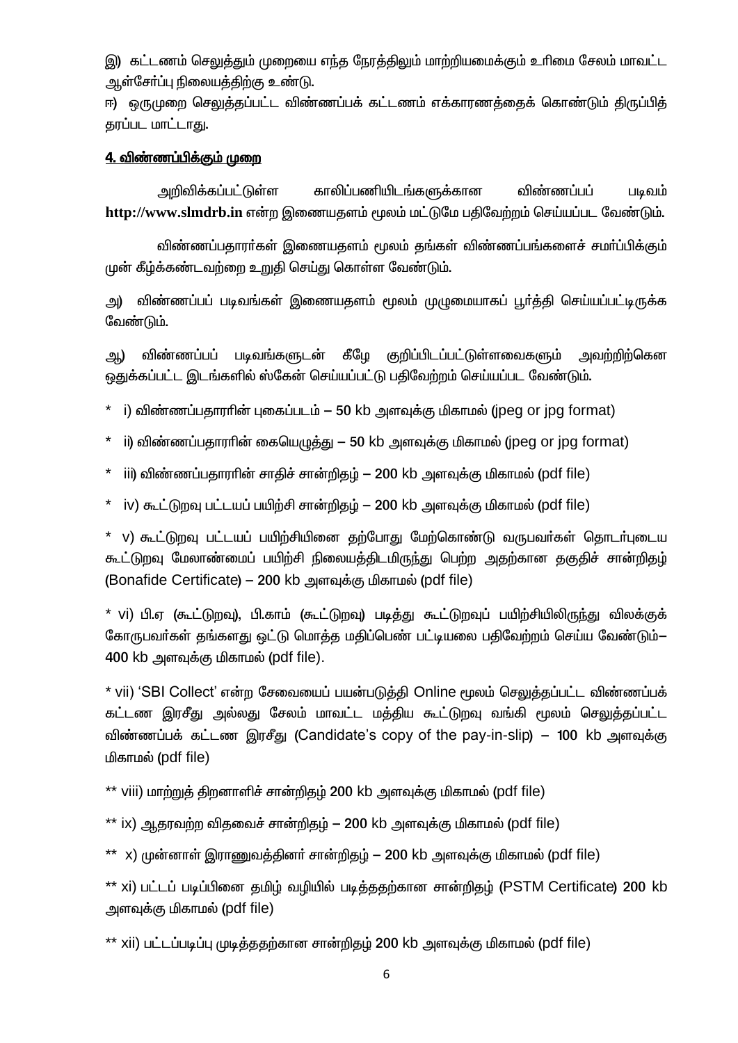இ) கட்டணம் செலுத்தும் முறையை எந்த நேரத்திலும் மாற்றியமைக்கும் உரிமை சேலம் மாவட்ட ஆள்சேர்ப்பு நிலையத்திற்கு உண்டு.

ஈ) ஒருமுறை செலுத்தப்பட்ட விண்ணப்பக் கட்டணம் எக்காரணத்தைக் கொண்டும் திருப்பித் தரப்பட மாட்டாது.

## 4. விண்ணப்பிக்கும் முறை

அறிவிக்கப்பட்டுள்ள காலிப்பணியிடங்களுக்கான விண்ணப்பப் படிவம் **http://www.slmdrb.in** என்ற இணையதளம் மூலம் மட்டுமே பதிவேற்றம் செய்யப்பட வேண்டும்.

விண்ணப்பதாரர்கள் இணையதளம் மூலம் தங்கள் விண்ணப்பங்களைச் சமர்ப்பிக்கும் முன் கீழ்க்கண்டவற்றை உறுதி செய்து கொள்ள வேண்டும்.

அ) விண்ணப்பப் படிவங்கள் இணையதளம் மூலம் முழுமையாகப் பூர்த்தி செய்யப்பட்டிருக்க வேண்டும்.

ஆ) விண்ணப்பப் படிவங்களுடன் கீழே குறிப்பிடப்பட்டுள்ளவைகளும் அவற்றிற்கென ஒதுக்கப்பட்ட இடங்களில் ஸ்கேன் செய்யப்பட்டு பதிவேற்றம் செய்யப்பட வேண்டும்.

\* i) விண்ணப்பதாரரின் புகைப்படம் – 50 kb அளவுக்கு மிகாமல் (jpeg or jpg format)

\* ii) விண்ணப்பதாரரின் கையெழுத்து – 50 kb அளவுக்கு மிகாமல் (jpeg or jpg format)

\* iii) விண்ணப்பதாரரின் சாதிச் சான்றிதழ் – 200 kb அளவுக்கு மிகாமல் (pdf file)

\* iv) கூட்டுறவு பட்டயப் பயிற்சி சான்றிதழ் – 200 kb அளவுக்கு மிகாமல் (pdf file)

\* v) கூட்டுறவு பட்டயப் பயிற்சியினை தற்போது மேற்கொண்டு வருபவர்கள் தொடர்புடைய கூட்டுறவு மேலாண்மைப் பயிற்சி நிலையத்திடமிருந்து பெற்ற அதற்கான தகுதிச் சான்றிதழ் (Bonafide Certificate) – 200 kb அளவுக்கு மிகாமல் (pdf file)

\* vi) பி.ஏ (கூட்டுறவு), பி.காம் (கூட்டுறவு) படித்து கூட்டுறவுப் பயிற்சியிலிருந்து விலக்குக் கோருபவர்கள் தங்களது ஒட்டு மொத்த மதிப்பெண் பட்டியலை பதிவேற்றம் செய்ய வேண்டும்– 400 kb அளவுக்கு மிகாமல் (pdf file).

\* vii) 'SBI Collect' என்ற சேவையைப் பயன்படுத்தி Online மூலம் செலுத்தப்பட்ட விண்ணப்பக் கட்டண இரசீது அல்லது சேலம் மாவட்ட மத்திய கூட்டுறவு வங்கி மூலம் செலுத்தப்பட்ட விண்ணப்பக் கட்டண இரசீது (Candidate's copy of the pay-in-slip) – 100 kb அளவுக்கு மிகாமல் (pdf file)

\*\* viii) மாற்றுத் திறனாளிச் சான்றிதழ் 200 kb அளவுக்கு மிகாமல் (pdf file)

\*\* ix) ஆதரவற்ற விதவைச் சான்றிதழ் – 200 kb அளவுக்கு மிகாமல் (pdf file)

\*\* x) முன்னாள் இராணுவத்தினர் சான்றிதழ் – 200 kb அளவுக்கு மிகாமல் (pdf file)

\*\* xi) பட்டப் படிப்பினை தமிழ் வழியில் படித்ததற்கான சான்றிதழ் (PSTM Certificate) 200 kb அளவுக்கு மிகாமல் (pdf file)

\*\* xii) பட்டப்படிப்பு முடித்ததற்கான சான்றிதழ் 200 kb அளவுக்கு மிகாமல் (pdf file)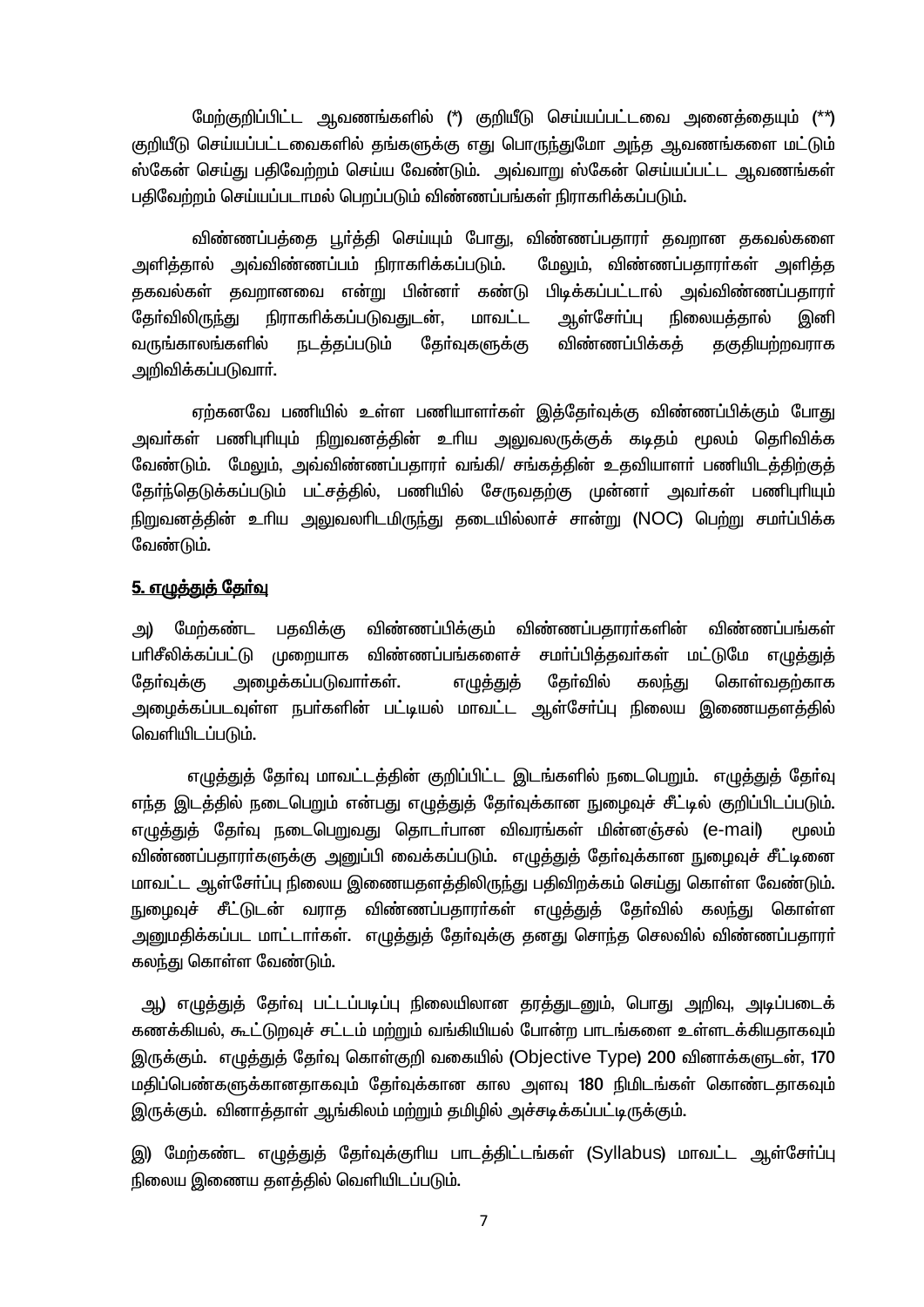மேற்குறிப்பிட்ட ஆவணங்களில் (*) குறியீடு செய்யப்பட்டவை அனைத்தையும் (**) குறியீடு செய்யப்பட்டவைகளில் தங்களுக்கு எது பொருந்துமோ அந்த ஆவணங்களை மட்டும் ஸ்கேன் செய்து பதிவேற்றம் செய்ய வேண்டும். அவ்வாறு ஸ்கேன் செய்யப்பட்ட ஆவணங்கள் பதிவேற்றம் செய்யப்படாமல் பெறப்படும் விண்ணப்பங்கள் நிராகரிக்கப்படும்.

விண்ணபத்தை பூர்த்தி செய்யும் போது, விண்ணபதாரர் தவறான தகவல்களை அளித்தால் அவ்விண்ணப்பம் நிராகரிக்கப்படும். மேலும், விண்ணபதாரர்கள் அளித்த தகவல்கள் தவறானவை என்று பின்னர் கண்டு பிடிக்கப்பட்டால் அவ்விண்ணப்பதாரர் தேர்விலிருந்து நிராகரிக்கப்படுவதுடன், மாவட்ட ஆள்சேர்ப்பு நிலையத்தால் இனி வருங்காலங்களில் நடத்தப்படும் தேர்வுகளுக்கு விண்ணபிக்கத் தகுதியற்றவராக அறிவிக்கப்படுவார்.

ஏற்கனவே பணியில் உள்ள பணியாளர்கள் இத்தேர்வுக்கு விண்ணபிக்கும் போது அவர்கள் பணிபுரியும் நிறுவனத்தின் உரிய அலுவலருக்குக் கடிதம் மூலம் தெரிவிக்க வேண்டும். மேலும், அவ்விண்ணப்பதாரர் வங்கி/ சங்கத்தின் உதவியாளர் பணியிடத்திற்குத் தேர்ந்தெடுக்கப்படும் பட்சத்தில், பணியில் சேருவதற்கு முன்னர் அவர்கள் பணிபுரியும் நிறுவனத்தின் உரிய அலுவலரிடமிருந்து தடையில்லாச் சான்று (NOC) பெற்று சமர்ப்பிக்க வேண்டும்.

## <u>5. எழுத்துத் தேர்வு</u>

அ) மேற்கண்ட பதவிக்கு விண்ணபிக்கும் விண்ணபதாரர்களின் விண்ணப்பங்கள் பரிசீலிக்கப்பட்டு முறையாக விண்ணப்பங்களைச் சமர்ப்பித்தவர்கள் மட்டுமே எழுத்துத் தேர்வுக்கு அழைக்கப்படுவார்கள். எழுத்துத் தேர்வில் கலந்து கொள்வதற்காக அழைக்கப்படவுள்ள நபர்களின் பட்டியல் மாவட்ட ஆள்சேர்ப்பு நிலைய இணையதளத்தில் வெளியிடப்படும்.

எழுத்துத் தேர்வு மாவட்டத்தின் குறிப்பிட்ட இடங்களில் நடைபெறும். எழுத்துத் தேர்வு எந்த இடத்தில் நடைபெறும் என்பது எழுத்துத் தேர்வுக்கான நுழைவுச் சீட்டில் குறிப்பிடப்படும். எழுத்துத் தேர்வு நடைபெறுவது தொடர்பான விவரங்கள் மின்னஞ்சல் (e-mail) மூலம் விண்ணபதாரர்களுக்கு அனுப்பி வைக்கப்படும். எழுத்துத் தேர்வுக்கான நுழைவுச் சீட்டினை மாவட்ட ஆள்சேர்ப்பு நிலைய இணையதளத்திலிருந்து பதிவிறக்கம் செய்து கொள்ள வேண்டும். நுழைவுச் சீட்டுடன் வராத விண்ணபதாரர்கள் எழுத்துத் தேர்வில் கலந்து கொள்ள அனுமதிக்கப்பட மாட்டார்கள். எழுத்துத் தேர்வுக்கு தனது சொந்த செலவில் விண்ணபதாரர் கலந்து கொள்ள வேண்டும்.

ஆ) எழுத்துத் தேர்வு பட்டப்படிப்பு நிலையிலான தரத்துடனும், பொது அறிவு, அடிப்படைக் கணக்கியல், கூட்டுறவுச் சட்டம் மற்றும் வங்கியியல் போன்ற பாடங்களை உள்ளடக்கியதாகவும் இருக்கும். எழுத்துத் தேர்வு கொள்குறி வகையில் (Objective Type) 200 வினாக்களுடன், 170 மதிப்பெண்களுக்கானதாகவும் தேர்வுக்கான கால அளவு 180 நிமிடங்கள் கொண்டதாகவும் இருக்கும். வினாத்தாள் ஆங்கிலம் மற்றும் தமிழில் அச்சடிக்கப்பட்டிருக்கும்.

இ) மேற்கண்ட எழுத்துத் தேர்வுக்குரிய பாடத்திட்டங்கள் (Syllabus) மாவட்ட ஆள்சேர்ப்பு நிலைய இணைய தளத்தில் வெளியிடப்படும்.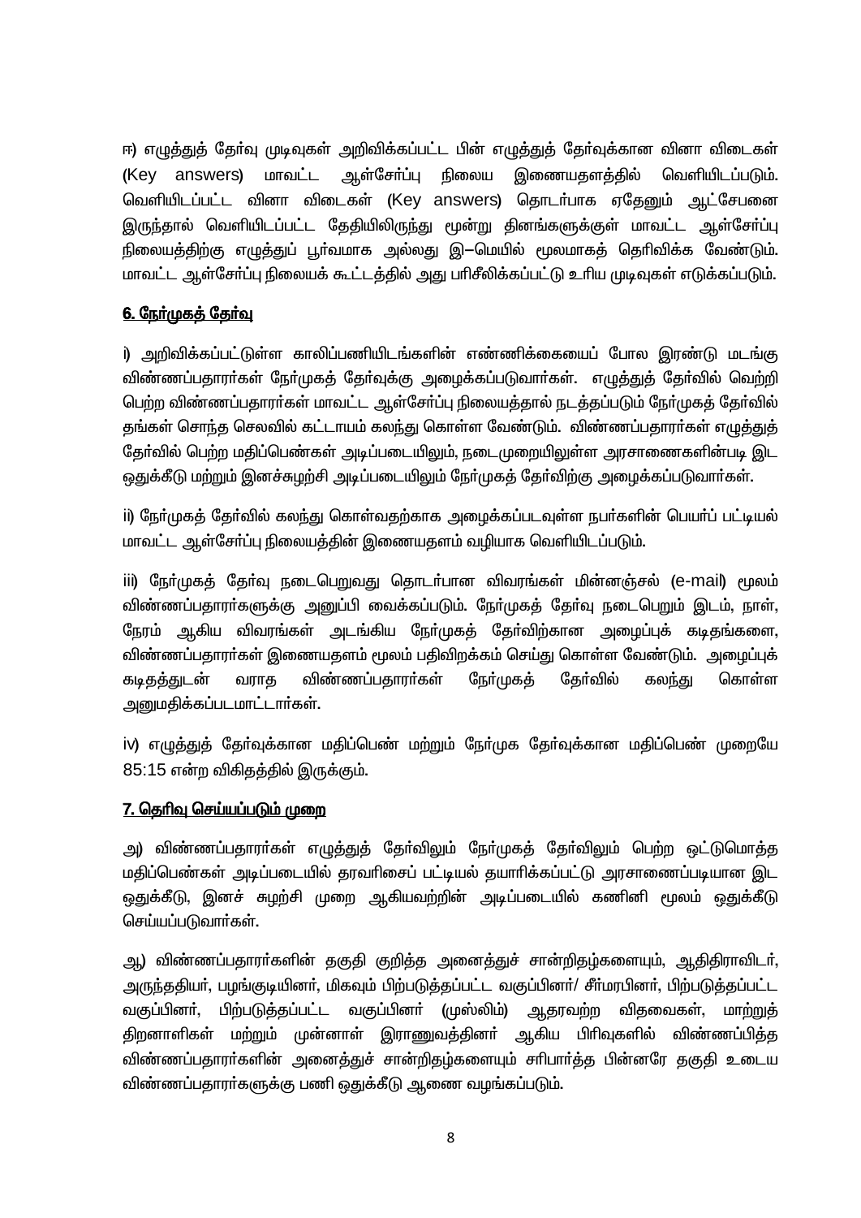ஈ) எழுத்துத் தேர்வு முடிவுகள் அறிவிக்கப்பட்ட பின் எழுத்துத் தேர்வுக்கான வினா விடைகள் (Key answers) மாவட்ட ஆள்சேர்ப்பு நிலைய இணையதளத்தில் வெளியிடப்படும். வெளியிடப்பட்ட வினா விடைகள் (Key answers) தொடர்பாக ஏதேனும் ஆட்சேபனை இருந்தால் வெளியிடப்பட்ட தேதியிலிருந்து மூன்று தினங்களுக்குள் மாவட்ட ஆள்சேர்ப்பு நிலையத்திற்கு எழுத்துப் பூர்வமாக அல்லது இ–மெயில் மூலமாகத் தெரிவிக்க வேண்டும். மாவட்ட ஆள்சேர்ப்பு நிலையக் கூட்டத்தில் அது பரிசீலிக்கப்பட்டு உரிய முடிவுகள் எடுக்கப்படும்.

**6. நேர்முகத் தேர்வு**

i) அறிவிக்கப்பட்டுள்ள காலிப்பணியிடங்களின் எண்ணிக்கையைப் போல இரண்டு மடங்கு விண்ணப்பதாரர்கள் நேர்முகத் தேர்வுக்கு அழைக்கப்படுவார்கள். எழுத்துத் தேர்வில் வெற்றி பெற்ற விண்ணப்பதாரர்கள் மாவட்ட ஆள்சேர்ப்பு நிலையத்தால் நடத்தப்படும் நேர்முகத் தேர்வில் தங்கள் சொந்த செலவில் கட்டாயம் கலந்து கொள்ள வேண்டும். விண்ணப்பதாரர்கள் எழுத்துத் தேர்வில் பெற்ற மதிப்பெண்கள் அடிப்படையிலும், நடைமுறையிலுள்ள அரசாணைகளின்படி இட ஒதுக்கீடு மற்றும் இனச்சுழற்சி அடிப்படையிலும் நேர்முகத் தேர்விற்கு அழைக்கப்படுவார்கள்.

ii) நேர்முகத் தேர்வில் கலந்து கொள்வதற்காக அழைக்கப்படவுள்ள நபர்களின் பெயர்ப் பட்டியல் மாவட்ட ஆள்சேர்ப்பு நிலையத்தின் இணையதளம் வழியாக வெளியிடப்படும்.

iii) நேர்முகத் தேர்வு நடைபெறுவது தொடர்பான விவரங்கள் மின்னஞ்சல் (e-mail) மூலம் விண்ணப்பதாரர்களுக்கு அனுப்பி வைக்கப்படும். நேர்முகத் தேர்வு நடைபெறும் இடம், நாள், நேரம் ஆகிய விவரங்கள் அடங்கிய நேர்முகத் தேர்விற்கான அழைப்புக் கடிதங்களை, விண்ணப்பதாரர்கள் இணையதளம் மூலம் பதிவிறக்கம் செய்து கொள்ள வேண்டும். அழைப்புக் கடிதத்துடன் வராத விண்ணப்பதாரர்கள் நேர்முகத் தேர்வில் கலந்து கொள்ள அனுமதிக்கப்படமாட்டார்கள்.

iv) எழுத்துத் தேர்வுக்கான மதிப்பெண் மற்றும் நேர்முக தேர்வுக்கான மதிப்பெண் முறையே 85:15 என்ற விகிதத்தில் இருக்கும்.

**7. தெரிவு செய்யப்படும் முறை**

அ) விண்ணப்பதாரர்கள் எழுத்துத் தேர்விலும் நேர்முகத் தேர்விலும் பெற்ற ஒட்டுமொத்த மதிப்பெண்கள் அடிப்படையில் தரவரிசைப் பட்டியல் தயாரிக்கப்பட்டு அரசாணைப்படியான இட ஒதுக்கீடு, இனச் சுழற்சி முறை ஆகியவற்றின் அடிப்படையில் கணினி மூலம் ஒதுக்கீடு செய்யப்படுவார்கள்.

ஆ) விண்ணப்பதாரர்களின் தகுதி குறித்த அனைத்துச் சான்றிதழ்களையும், ஆதிதிராவிடர், அருந்ததியர், பழங்குடியினர், மிகவும் பிற்படுத்தப்பட்ட வகுப்பினர்/ சீர்மரபினர், பிற்படுத்தப்பட்ட வகுப்பினர், பிற்படுத்தப்பட்ட வகுப்பினர் (முஸ்லிம்) ஆதரவற்ற விதவைகள், மாற்றுத் திறனாளிகள் மற்றும் முன்னாள் இராணுவத்தினர் ஆகிய பிரிவுகளில் விண்ணப்பித்த விண்ணப்பதாரர்களின் அனைத்துச் சான்றிதழ்களையும் சரிபார்த்த பின்னரே தகுதி உடைய விண்ணப்பதாரர்களுக்கு பணி ஒதுக்கீடு ஆணை வழங்கப்படும்.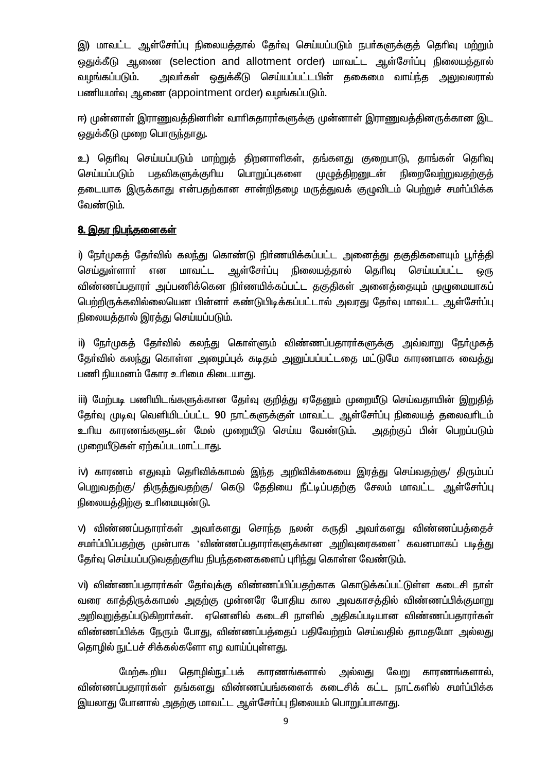இ) மாவட்ட ஆள்சேர்ப்பு நிலையத்தால் தேர்வு செய்யப்படும் நபர்களுக்குத் தெரிவு மற்றும் ஒதுக்கீடு ஆணை (selection and allotment order) மாவட்ட ஆள்சேர்ப்பு நிலையத்தால் வழங்கப்படும். அவர்கள் ஒதுக்கீடு செய்யப்பட்டபின் தகைமை வாய்ந்த அலுவலரால் பணியமர்வு ஆணை (appointment order) வழங்கப்படும்.

ஈ) முன்னாள் இராணுவத்தினரின் வாரிசுதாரர்களுக்கு முன்னாள் இராணுவத்தினருக்கான இட ஒதுக்கீடு முறை பொருந்தாது.

உ) தெரிவு செய்யப்படும் மாற்றுத் திறனாளிகள், தங்களது குறைபாடு, தாங்கள் தெரிவு செய்யப்படும் பதவிகளுக்குரிய பொறுப்புகளை முழுத்திறனுடன் நிறைவேற்றுவதற்குத் தடையாக இருக்காது என்பதற்கான சான்றிதழை மருத்துவக் குழுவிடம் பெற்றுச் சமர்ப்பிக்க வேண்டும்.

## 8. இதர நிபந்தனைகள்

i) நேர்முகத் தேர்வில் கலந்து கொண்டு நிர்ணயிக்கப்பட்ட அனைத்து தகுதிகளையும் பூர்த்தி செய்துள்ளார் என மாவட்ட ஆள்சேர்ப்பு நிலையத்தால் தெரிவு செய்யப்பட்ட ஒரு விண்ணப்பதாரர் அப்பணிக்கென நிர்ணயிக்கப்பட்ட தகுதிகள் அனைத்தையும் முழுமையாகப் பெற்றிருக்கவில்லையென பின்னர் கண்டுபிடிக்கப்பட்டால் அவரது தேர்வு மாவட்ட ஆள்சேர்ப்பு நிலையத்தால் இரத்து செய்யப்படும்.

ii) நேர்முகத் தேர்வில் கலந்து கொள்ளும் விண்ணப்பதாரர்களுக்கு அவ்வாறு நேர்முகத் தேர்வில் கலந்து கொள்ள அழைப்புக் கடிதம் அனுப்பப்பட்டதை மட்டுமே காரணமாக வைத்து பணி நியமனம் கோர உரிமை கிடையாது.

iii) மேற்படி பணியிடங்களுக்கான தேர்வு குறித்து ஏதேனும் முறையீடு செய்வதாயின் இறுதித் தேர்வு முடிவு வெளியிடப்பட்ட 90 நாட்களுக்குள் மாவட்ட ஆள்சேர்ப்பு நிலையத் தலைவரிடம் உரிய காரணங்களுடன் மேல் முறையீடு செய்ய வேண்டும். அதற்குப் பின் பெறப்படும் முறையீடுகள் ஏற்கப்படமாட்டாது.

iv) காரணம் எதுவும் தெரிவிக்காமல் இந்த அறிவிக்கையை இரத்து செய்வதற்கு/ திரும்பப் பெறுவதற்கு/ திருத்துவதற்கு/ கெடு தேதியை நீட்டிப்பதற்கு சேலம் மாவட்ட ஆள்சேர்ப்பு நிலையத்திற்கு உரிமையுண்டு.

v) விண்ணப்பதாரர்கள் அவர்களது சொந்த நலன் கருதி அவர்களது விண்ணப்பத்தைச் சமர்ப்பிப்பதற்கு முன்பாக 'விண்ணப்பதாரர்களுக்கான அறிவுரைகளை' கவனமாகப் படித்து தேர்வு செய்யப்படுவதற்குரிய நிபந்தனைகளைப் புரிந்து கொள்ள வேண்டும்.

vi) விண்ணப்பதாரர்கள் தேர்வுக்கு விண்ணப்பிப்பதற்காக கொடுக்கப்பட்டுள்ள கடைசி நாள் வரை காத்திருக்காமல் அதற்கு முன்னரே போதிய கால அவகாசத்தில் விண்ணப்பிக்குமாறு அறிவுறுத்தப்படுகிறார்கள். ஏனெனில் கடைசி நாளில் அதிகப்படியான விண்ணப்பதாரர்கள் விண்ணப்பிக்க நேரும் போது, விண்ணப்பத்தைப் பதிவேற்றம் செய்வதில் தாமதமோ அல்லது தொழில் நுட்பச் சிக்கல்களோ எழ வாய்ப்புள்ளது.

மேற்கூறிய தொழில்நுட்பக் காரணங்களால் அல்லது வேறு காரணங்களால், விண்ணப்பதாரர்கள் தங்களது விண்ணப்பங்களைக் கடைசிக் கட்ட நாட்களில் சமர்ப்பிக்க இயலாது போனால் அதற்கு மாவட்ட ஆள்சேர்ப்பு நிலையம் பொறுப்பாகாது.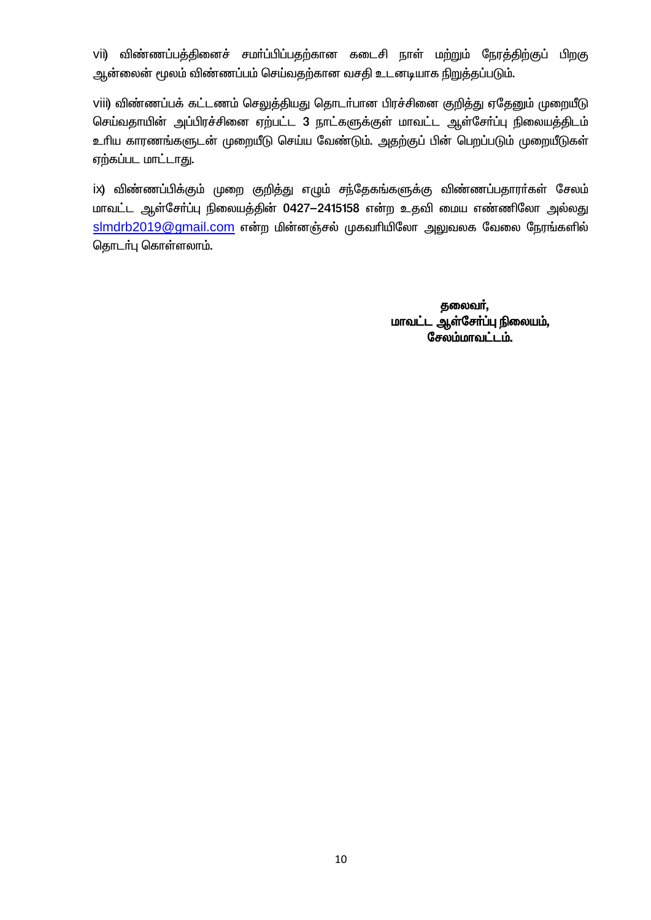vii) விண்ணப்பத்தினைச் சமர்ப்பிப்பதற்கான கடைசி நாள் மற்றும் நேரத்திற்குப் பிறகு ஆன்லைன் மூலம் விண்ணப்பம் செய்வதற்கான வசதி உடனடியாக நிறுத்தப்படும்.

viii) விண்ணப்பக் கட்டணம் செலுத்தியது தொடர்பான பிரச்சினை குறித்து ஏதேனும் முறையீடு செய்வதாயின் அப்பிரச்சினை ஏற்பட்ட 3 நாட்களுக்குள் மாவட்ட ஆள்சேர்ப்பு நிலையத்திடம் உரிய காரணங்களுடன் முறையீடு செய்ய வேண்டும். அதற்குப் பின் பெறப்படும் முறையீடுகள் ஏற்கப்பட மாட்டாது.

ix) விண்ணப்பிக்கும் முறை குறித்து எழும் சந்தேகங்களுக்கு விண்ணப்பதாரர்கள் சேலம் மாவட்ட ஆள்சேர்ப்பு நிலையத்தின் 0427–2415158 என்ற உதவி மைய எண்ணிலோ அல்லது slmdrb2019@gmail.com என்ற மின்னஞ்சல் முகவரியிலோ அலுவலக வேலை நேரங்களில் தொடர்பு கொள்ளலாம்.

**தலைவர்,**
**மாவட்ட ஆள்சேர்ப்பு நிலையம்,**
**சேலம்மாவட்டம்.**